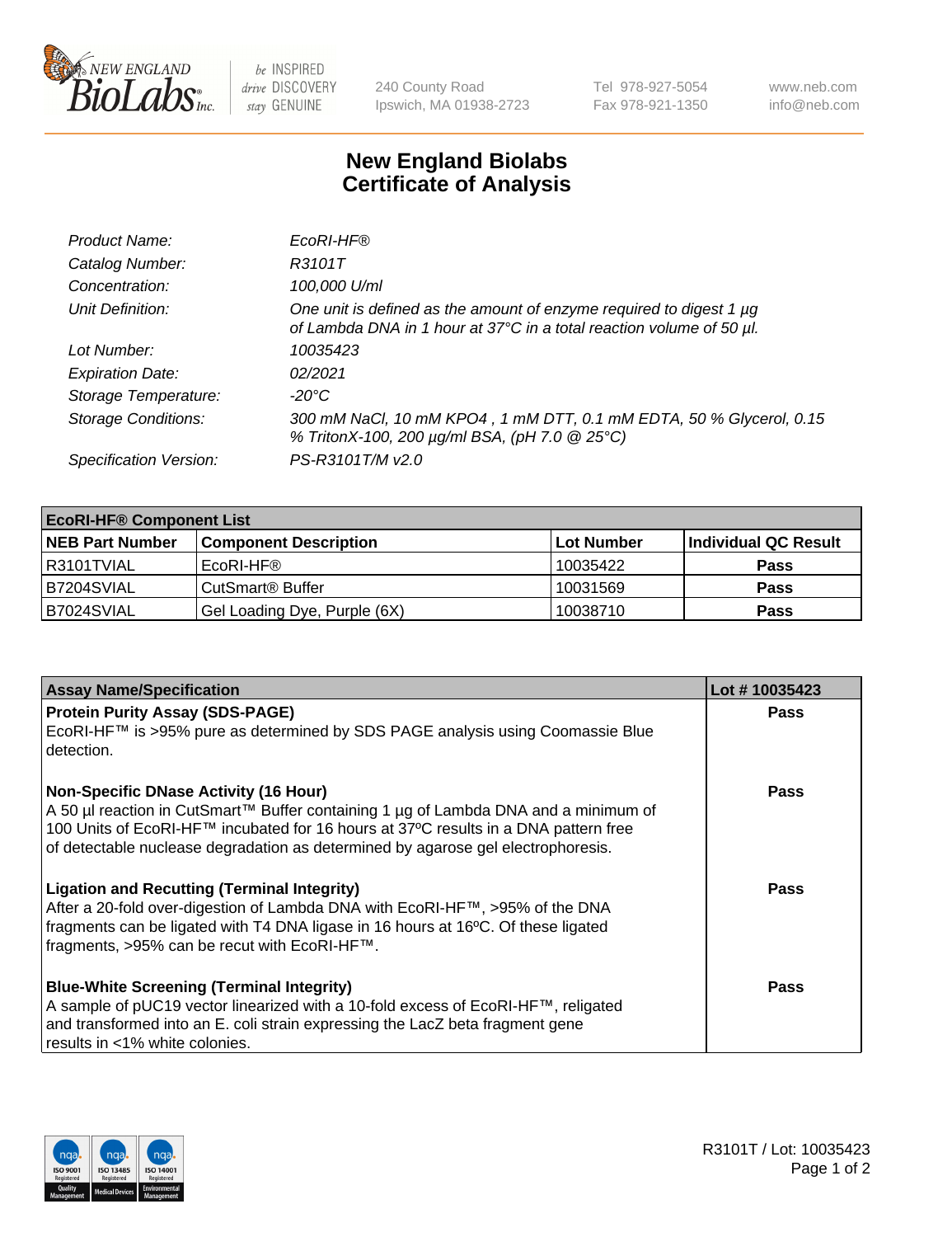# New England Biolabs Certificate of Analysis

| | |
|---|---|
| *Product Name:* | *EcoRI-HF®* |
| *Catalog Number:* | *R3101T* |
| *Concentration:* | *100,000 U/ml* |
| *Unit Definition:* | *One unit is defined as the amount of enzyme required to digest 1 µg of Lambda DNA in 1 hour at 37°C in a total reaction volume of 50 µl.* |
| *Lot Number:* | *10035423* |
| *Expiration Date:* | *02/2021* |
| *Storage Temperature:* | *-20°C* |
| *Storage Conditions:* | *300 mM NaCl, 10 mM KPO4 , 1 mM DTT, 0.1 mM EDTA, 50 % Glycerol, 0.15 % TritonX-100, 200 µg/ml BSA, (pH 7.0 @ 25°C)* |
| *Specification Version:* | *PS-R3101T/M v2.0* |

| EcoRI-HF® Component List | | | |
|---|---|---|---|
| **NEB Part Number** | **Component Description** | **Lot Number** | **Individual QC Result** |
| R3101TVIAL | EcoRI-HF® | 10035422 | **Pass** |
| B7204SVIAL | CutSmart® Buffer | 10031569 | **Pass** |
| B7024SVIAL | Gel Loading Dye, Purple (6X) | 10038710 | **Pass** |

| Assay Name/Specification | Lot # 10035423 |
|---|---|
| **Protein Purity Assay (SDS-PAGE)**<br>EcoRI-HF™ is >95% pure as determined by SDS PAGE analysis using Coomassie Blue detection. | **Pass** |
| **Non-Specific DNase Activity (16 Hour)**<br>A 50 µl reaction in CutSmart™ Buffer containing 1 µg of Lambda DNA and a minimum of 100 Units of EcoRI-HF™ incubated for 16 hours at 37ºC results in a DNA pattern free of detectable nuclease degradation as determined by agarose gel electrophoresis. | **Pass** |
| **Ligation and Recutting (Terminal Integrity)**<br>After a 20-fold over-digestion of Lambda DNA with EcoRI-HF™, >95% of the DNA fragments can be ligated with T4 DNA ligase in 16 hours at 16ºC. Of these ligated fragments, >95% can be recut with EcoRI-HF™. | **Pass** |
| **Blue-White Screening (Terminal Integrity)**<br>A sample of pUC19 vector linearized with a 10-fold excess of EcoRI-HF™, religated and transformed into an E. coli strain expressing the LacZ beta fragment gene results in <1% white colonies. | **Pass** |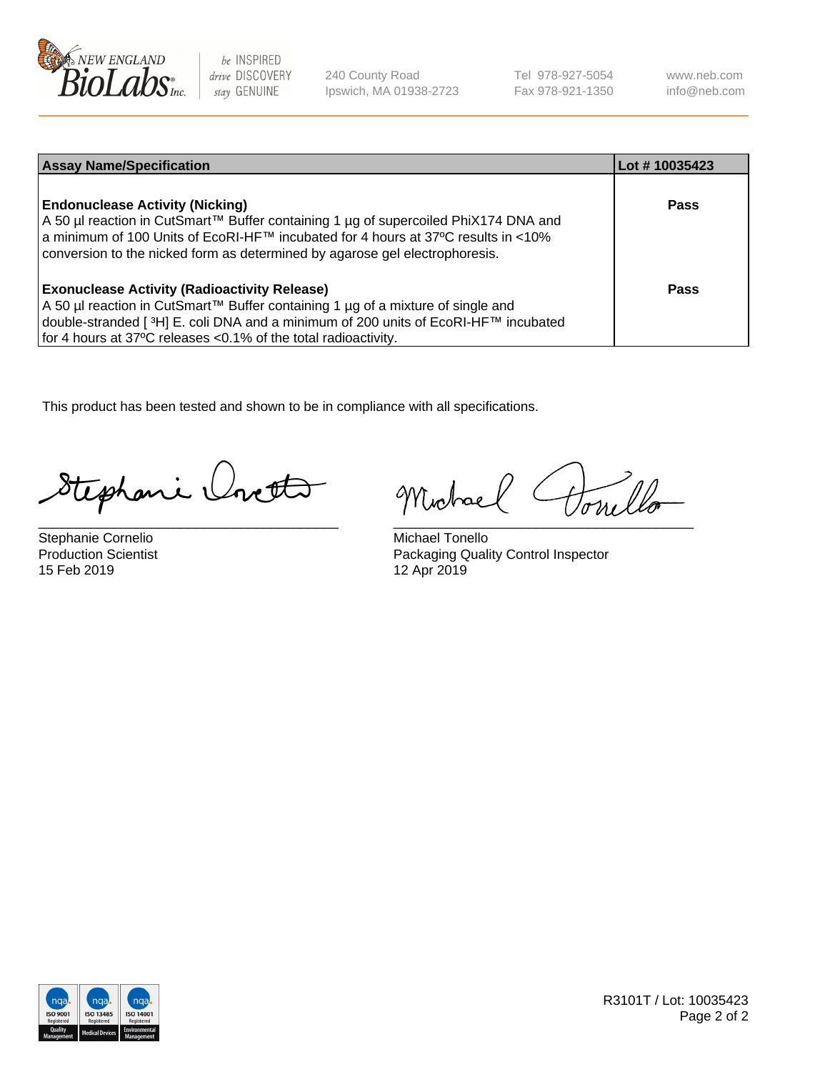New England BioLabs Inc. — be INSPIRED drive DISCOVERY stay GENUINE

240 County Road
Ipswich, MA 01938-2723

Tel 978-927-5054
Fax 978-921-1350

www.neb.com
info@neb.com

| Assay Name/Specification | Lot # 10035423 |
| --- | --- |
| **Endonuclease Activity (Nicking)**<br>A 50 µl reaction in CutSmart™ Buffer containing 1 µg of supercoiled PhiX174 DNA and a minimum of 100 Units of EcoRI-HF™ incubated for 4 hours at 37ºC results in <10% conversion to the nicked form as determined by agarose gel electrophoresis. | **Pass** |
| **Exonuclease Activity (Radioactivity Release)**<br>A 50 µl reaction in CutSmart™ Buffer containing 1 µg of a mixture of single and double-stranded [ $^3$H] E. coli DNA and a minimum of 200 units of EcoRI-HF™ incubated for 4 hours at 37ºC releases <0.1% of the total radioactivity. | **Pass** |

This product has been tested and shown to be in compliance with all specifications.

Stephanie Cornelio
Production Scientist
15 Feb 2019

Michael Tonello
Packaging Quality Control Inspector
12 Apr 2019

R3101T / Lot: 10035423